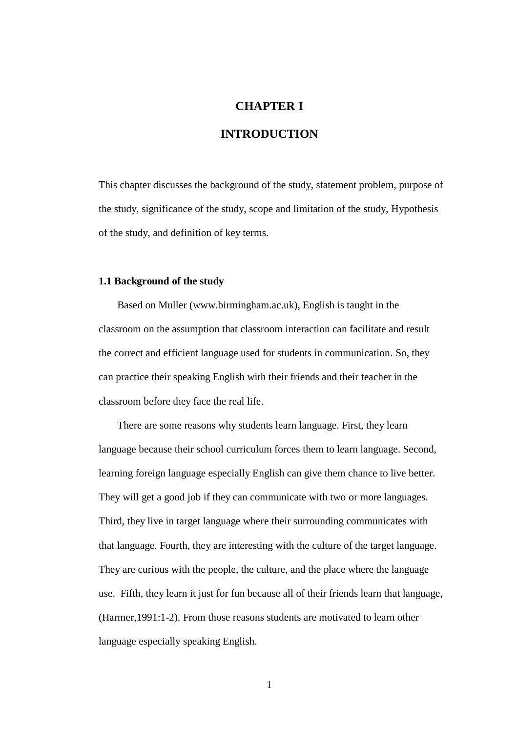# CHAPTER I

# INTRODUCTION

This chapter discusses the background of the study, statement problem, purpose of the study, significance of the study, scope and limitation of the study, Hypothesis of the study, and definition of key terms.

### 1.1 Background of the study

Based on Muller (www.birmingham.ac.uk), English is taught in the classroom on the assumption that classroom interaction can facilitate and result the correct and efficient language used for students in communication. So, they can practice their speaking English with their friends and their teacher in the classroom before they face the real life.

There are some reasons why students learn language. First, they learn language because their school curriculum forces them to learn language. Second, learning foreign language especially English can give them chance to live better. They will get a good job if they can communicate with two or more languages. Third, they live in target language where their surrounding communicates with that language. Fourth, they are interesting with the culture of the target language. They are curious with the people, the culture, and the place where the language use. Fifth, they learn it just for fun because all of their friends learn that language, (Harmer,1991:1-2). From those reasons students are motivated to learn other language especially speaking English.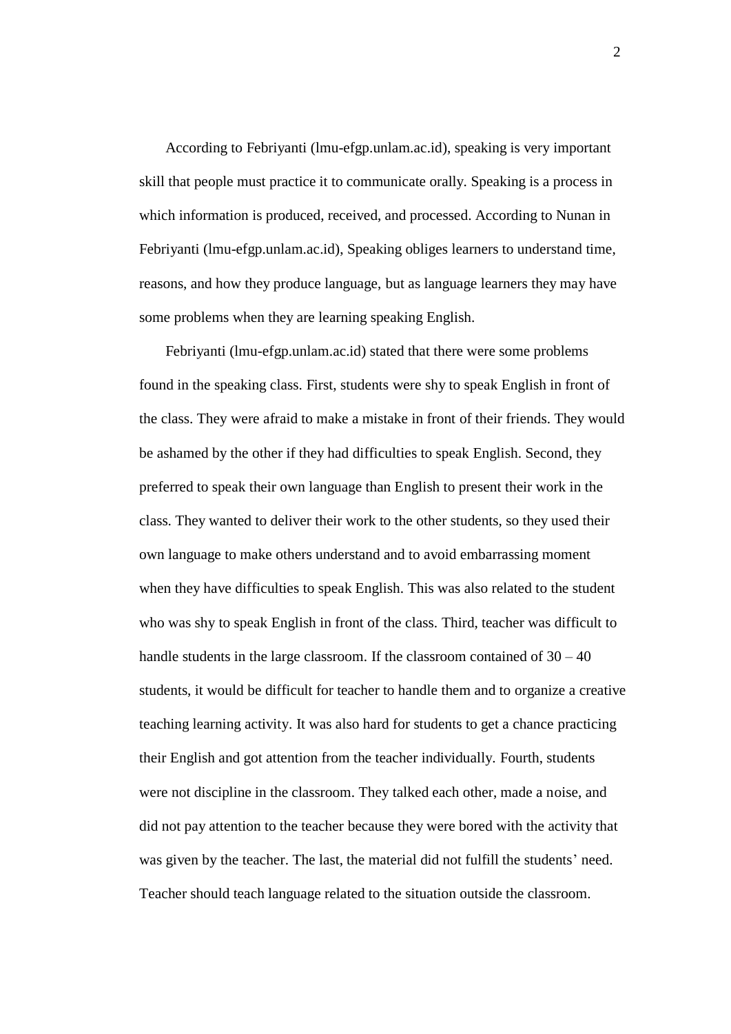According to Febriyanti (lmu-efgp.unlam.ac.id), speaking is very important skill that people must practice it to communicate orally. Speaking is a process in which information is produced, received, and processed. According to Nunan in Febriyanti (lmu-efgp.unlam.ac.id), Speaking obliges learners to understand time, reasons, and how they produce language, but as language learners they may have some problems when they are learning speaking English.

Febriyanti (lmu-efgp.unlam.ac.id) stated that there were some problems found in the speaking class. First, students were shy to speak English in front of the class. They were afraid to make a mistake in front of their friends. They would be ashamed by the other if they had difficulties to speak English. Second, they preferred to speak their own language than English to present their work in the class. They wanted to deliver their work to the other students, so they used their own language to make others understand and to avoid embarrassing moment when they have difficulties to speak English. This was also related to the student who was shy to speak English in front of the class. Third, teacher was difficult to handle students in the large classroom. If the classroom contained of 30 – 40 students, it would be difficult for teacher to handle them and to organize a creative teaching learning activity. It was also hard for students to get a chance practicing their English and got attention from the teacher individually. Fourth, students were not discipline in the classroom. They talked each other, made a noise, and did not pay attention to the teacher because they were bored with the activity that was given by the teacher. The last, the material did not fulfill the students' need. Teacher should teach language related to the situation outside the classroom.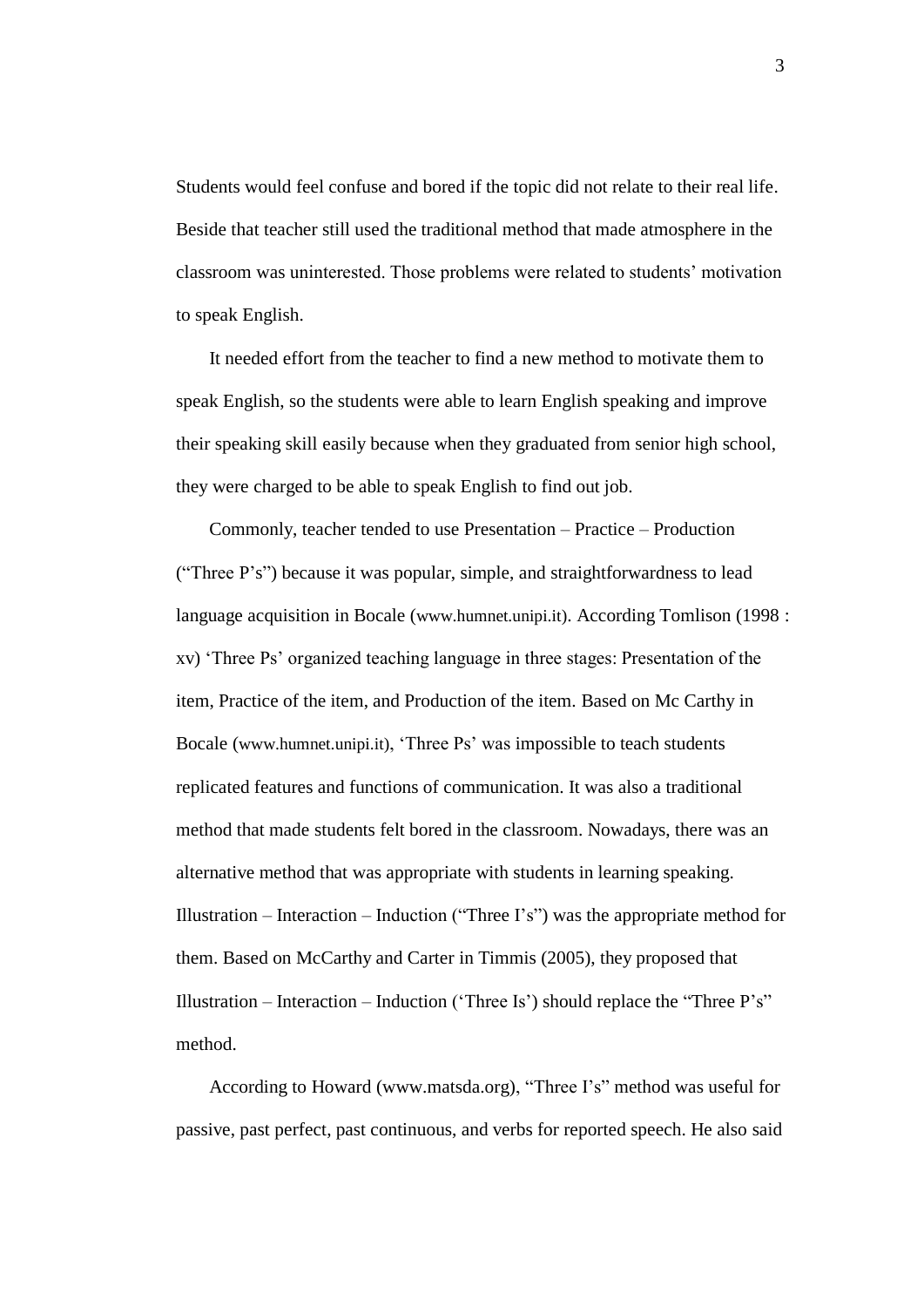Students would feel confuse and bored if the topic did not relate to their real life. Beside that teacher still used the traditional method that made atmosphere in the classroom was uninterested. Those problems were related to students' motivation to speak English.

It needed effort from the teacher to find a new method to motivate them to speak English, so the students were able to learn English speaking and improve their speaking skill easily because when they graduated from senior high school, they were charged to be able to speak English to find out job.

Commonly, teacher tended to use Presentation – Practice – Production ("Three P's") because it was popular, simple, and straightforwardness to lead language acquisition in Bocale (www.humnet.unipi.it). According Tomlison (1998 : xv) 'Three Ps' organized teaching language in three stages: Presentation of the item, Practice of the item, and Production of the item. Based on Mc Carthy in Bocale (www.humnet.unipi.it), 'Three Ps' was impossible to teach students replicated features and functions of communication. It was also a traditional method that made students felt bored in the classroom. Nowadays, there was an alternative method that was appropriate with students in learning speaking. Illustration – Interaction – Induction ("Three I's") was the appropriate method for them. Based on McCarthy and Carter in Timmis (2005), they proposed that Illustration – Interaction – Induction ('Three Is') should replace the "Three P's" method.

According to Howard (www.matsda.org), "Three I's" method was useful for passive, past perfect, past continuous, and verbs for reported speech. He also said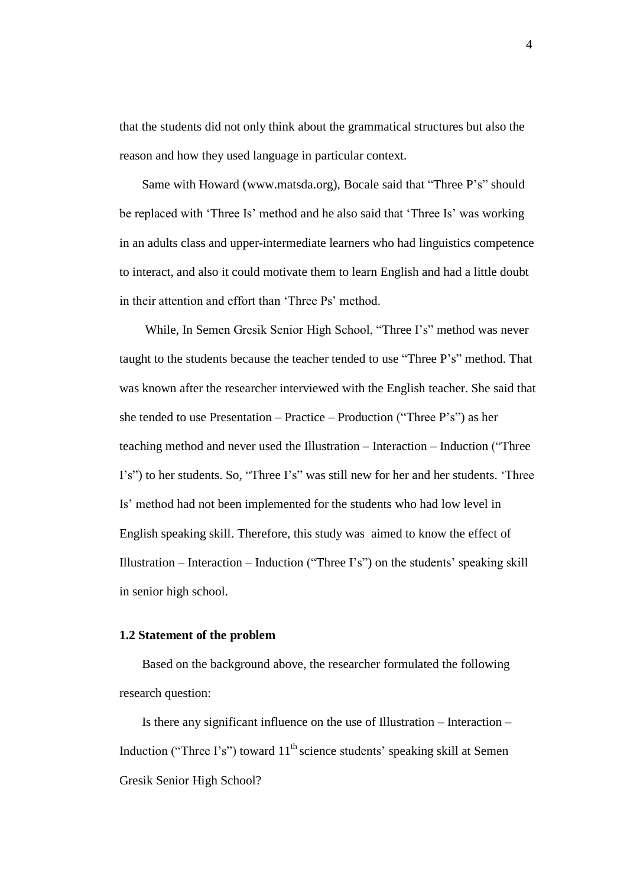that the students did not only think about the grammatical structures but also the reason and how they used language in particular context.

Same with Howard (www.matsda.org), Bocale said that "Three P's" should be replaced with 'Three Is' method and he also said that 'Three Is' was working in an adults class and upper-intermediate learners who had linguistics competence to interact, and also it could motivate them to learn English and had a little doubt in their attention and effort than 'Three Ps' method.

While, In Semen Gresik Senior High School, "Three I's" method was never taught to the students because the teacher tended to use "Three P's" method. That was known after the researcher interviewed with the English teacher. She said that she tended to use Presentation – Practice – Production ("Three P's") as her teaching method and never used the Illustration – Interaction – Induction ("Three I's") to her students. So, "Three I's" was still new for her and her students. 'Three Is' method had not been implemented for the students who had low level in English speaking skill. Therefore, this study was aimed to know the effect of Illustration – Interaction – Induction ("Three I's") on the students' speaking skill in senior high school.

### 1.2 Statement of the problem

Based on the background above, the researcher formulated the following research question:

Is there any significant influence on the use of Illustration – Interaction – Induction ("Three I's") toward 11th science students' speaking skill at Semen Gresik Senior High School?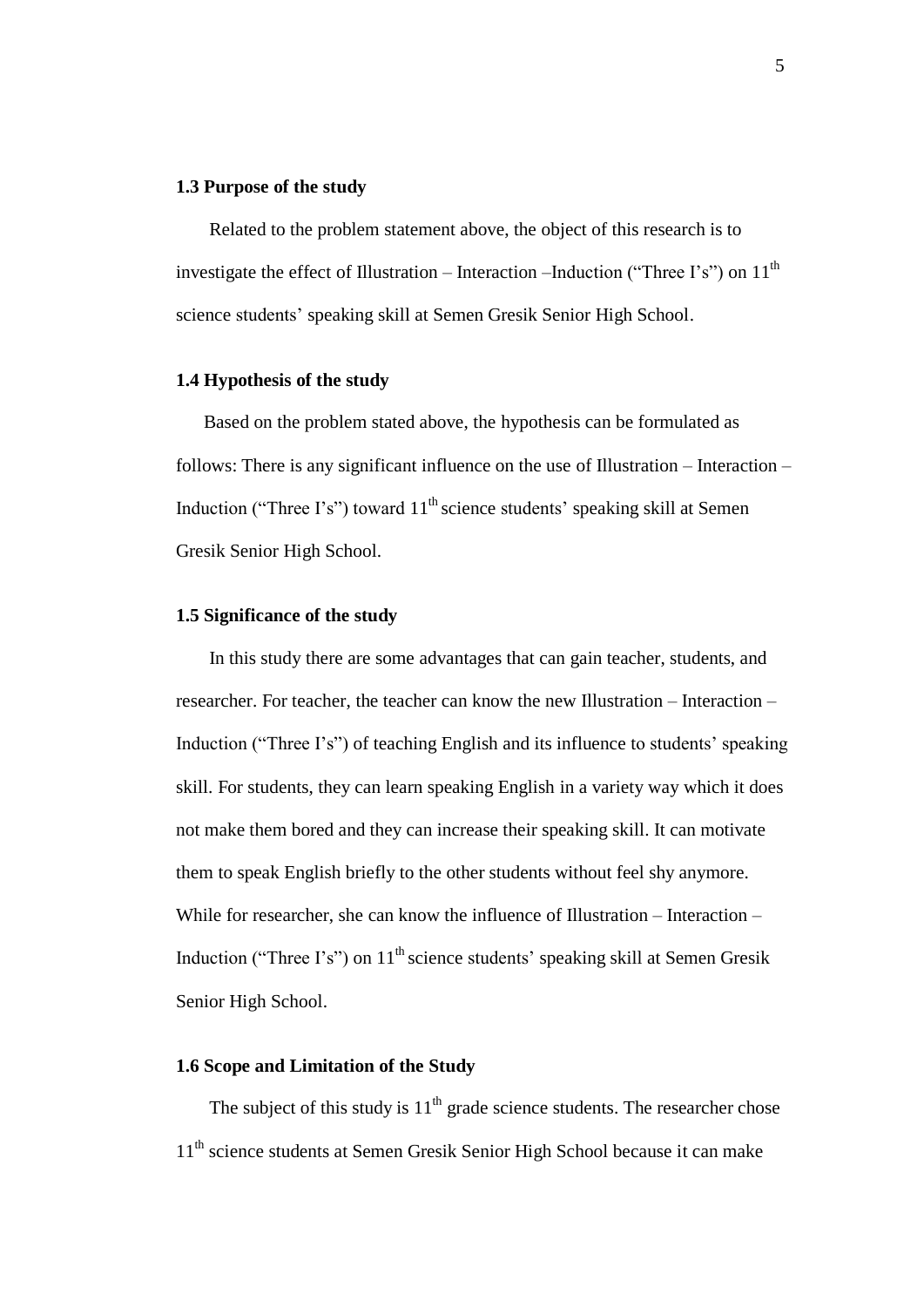### 1.3 Purpose of the study

Related to the problem statement above, the object of this research is to investigate the effect of Illustration – Interaction –Induction ("Three I's") on 11th science students' speaking skill at Semen Gresik Senior High School.

### 1.4 Hypothesis of the study

Based on the problem stated above, the hypothesis can be formulated as follows: There is any significant influence on the use of Illustration – Interaction – Induction ("Three I's") toward 11th science students' speaking skill at Semen Gresik Senior High School.

### 1.5 Significance of the study

In this study there are some advantages that can gain teacher, students, and researcher. For teacher, the teacher can know the new Illustration – Interaction – Induction ("Three I's") of teaching English and its influence to students' speaking skill. For students, they can learn speaking English in a variety way which it does not make them bored and they can increase their speaking skill. It can motivate them to speak English briefly to the other students without feel shy anymore. While for researcher, she can know the influence of Illustration – Interaction – Induction ("Three I's") on 11th science students' speaking skill at Semen Gresik Senior High School.

### 1.6 Scope and Limitation of the Study

The subject of this study is 11th grade science students. The researcher chose 11th science students at Semen Gresik Senior High School because it can make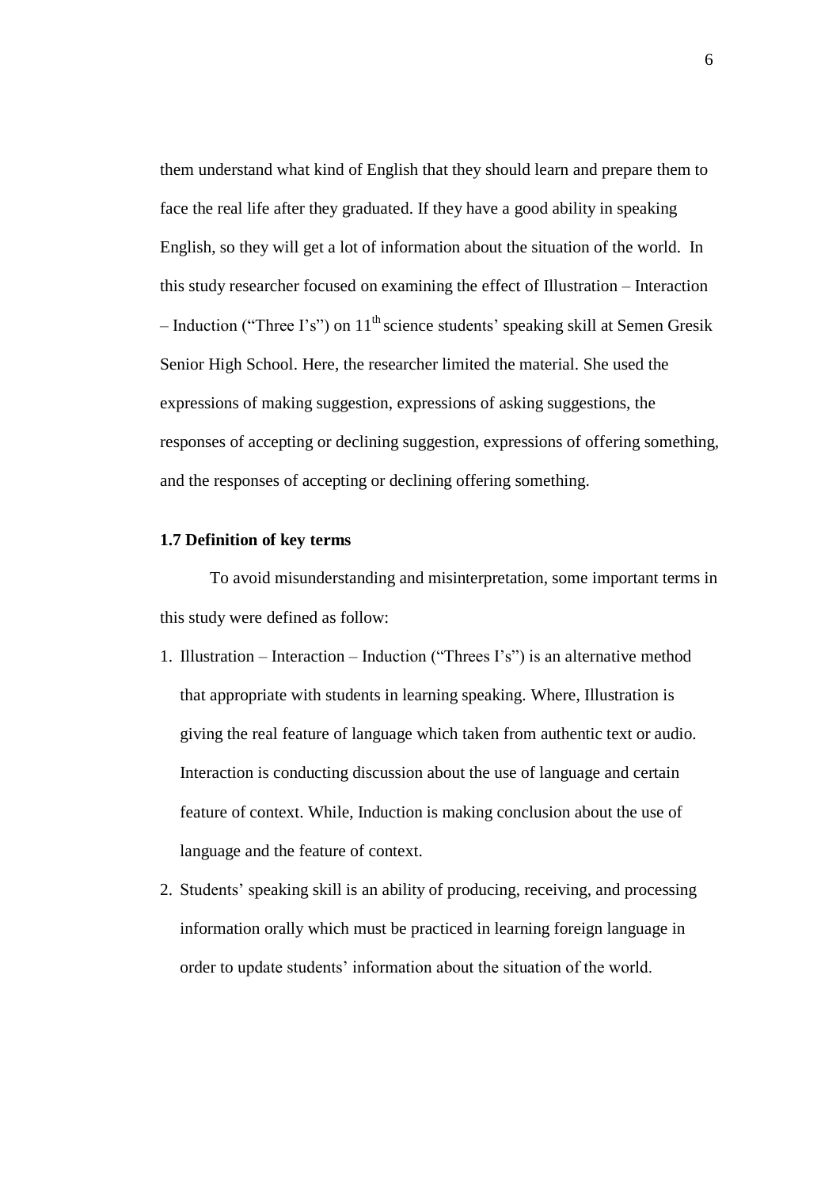them understand what kind of English that they should learn and prepare them to face the real life after they graduated. If they have a good ability in speaking English, so they will get a lot of information about the situation of the world. In this study researcher focused on examining the effect of Illustration – Interaction – Induction ("Three I's") on 11th science students' speaking skill at Semen Gresik Senior High School. Here, the researcher limited the material. She used the expressions of making suggestion, expressions of asking suggestions, the responses of accepting or declining suggestion, expressions of offering something, and the responses of accepting or declining offering something.

### 1.7 Definition of key terms

To avoid misunderstanding and misinterpretation, some important terms in this study were defined as follow:

1. Illustration – Interaction – Induction ("Threes I's") is an alternative method that appropriate with students in learning speaking. Where, Illustration is giving the real feature of language which taken from authentic text or audio. Interaction is conducting discussion about the use of language and certain feature of context. While, Induction is making conclusion about the use of language and the feature of context.
2. Students' speaking skill is an ability of producing, receiving, and processing information orally which must be practiced in learning foreign language in order to update students' information about the situation of the world.